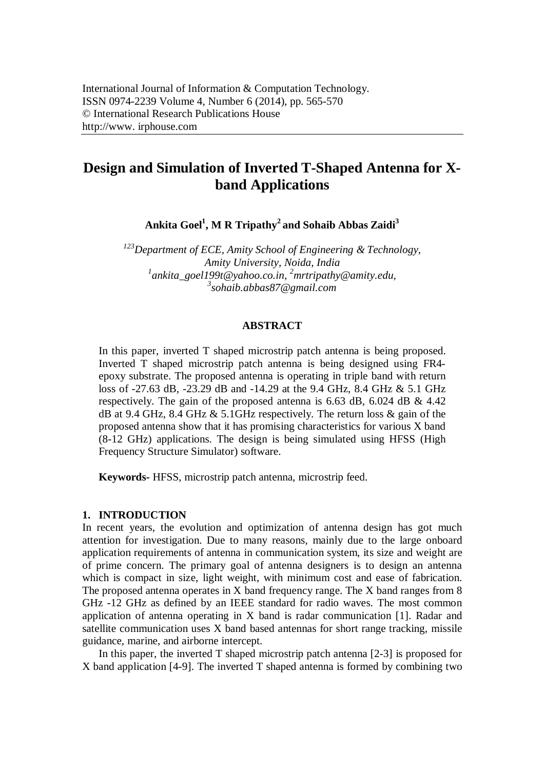International Journal of Information & Computation Technology.
ISSN 0974-2239 Volume 4, Number 6 (2014), pp. 565-570
© International Research Publications House
http://www. irphouse.com

# Design and Simulation of Inverted T-Shaped Antenna for X-band Applications

**Ankita Goel[1], M R Tripathy[2] and Sohaib Abbas Zaidi[3]**

*[123]Department of ECE, Amity School of Engineering & Technology, Amity University, Noida, India*
*[1]ankita_goel199t@yahoo.co.in, [2]mrtripathy@amity.edu, [3]sohaib.abbas87@gmail.com*

## ABSTRACT

In this paper, inverted T shaped microstrip patch antenna is being proposed. Inverted T shaped microstrip patch antenna is being designed using FR4-epoxy substrate. The proposed antenna is operating in triple band with return loss of -27.63 dB, -23.29 dB and -14.29 at the 9.4 GHz, 8.4 GHz & 5.1 GHz respectively. The gain of the proposed antenna is 6.63 dB, 6.024 dB & 4.42 dB at 9.4 GHz, 8.4 GHz & 5.1GHz respectively. The return loss & gain of the proposed antenna show that it has promising characteristics for various X band (8-12 GHz) applications. The design is being simulated using HFSS (High Frequency Structure Simulator) software.

**Keywords-** HFSS, microstrip patch antenna, microstrip feed.

## 1. INTRODUCTION

In recent years, the evolution and optimization of antenna design has got much attention for investigation. Due to many reasons, mainly due to the large onboard application requirements of antenna in communication system, its size and weight are of prime concern. The primary goal of antenna designers is to design an antenna which is compact in size, light weight, with minimum cost and ease of fabrication. The proposed antenna operates in X band frequency range. The X band ranges from 8 GHz -12 GHz as defined by an IEEE standard for radio waves. The most common application of antenna operating in X band is radar communication [1]. Radar and satellite communication uses X band based antennas for short range tracking, missile guidance, marine, and airborne intercept.

In this paper, the inverted T shaped microstrip patch antenna [2-3] is proposed for X band application [4-9]. The inverted T shaped antenna is formed by combining two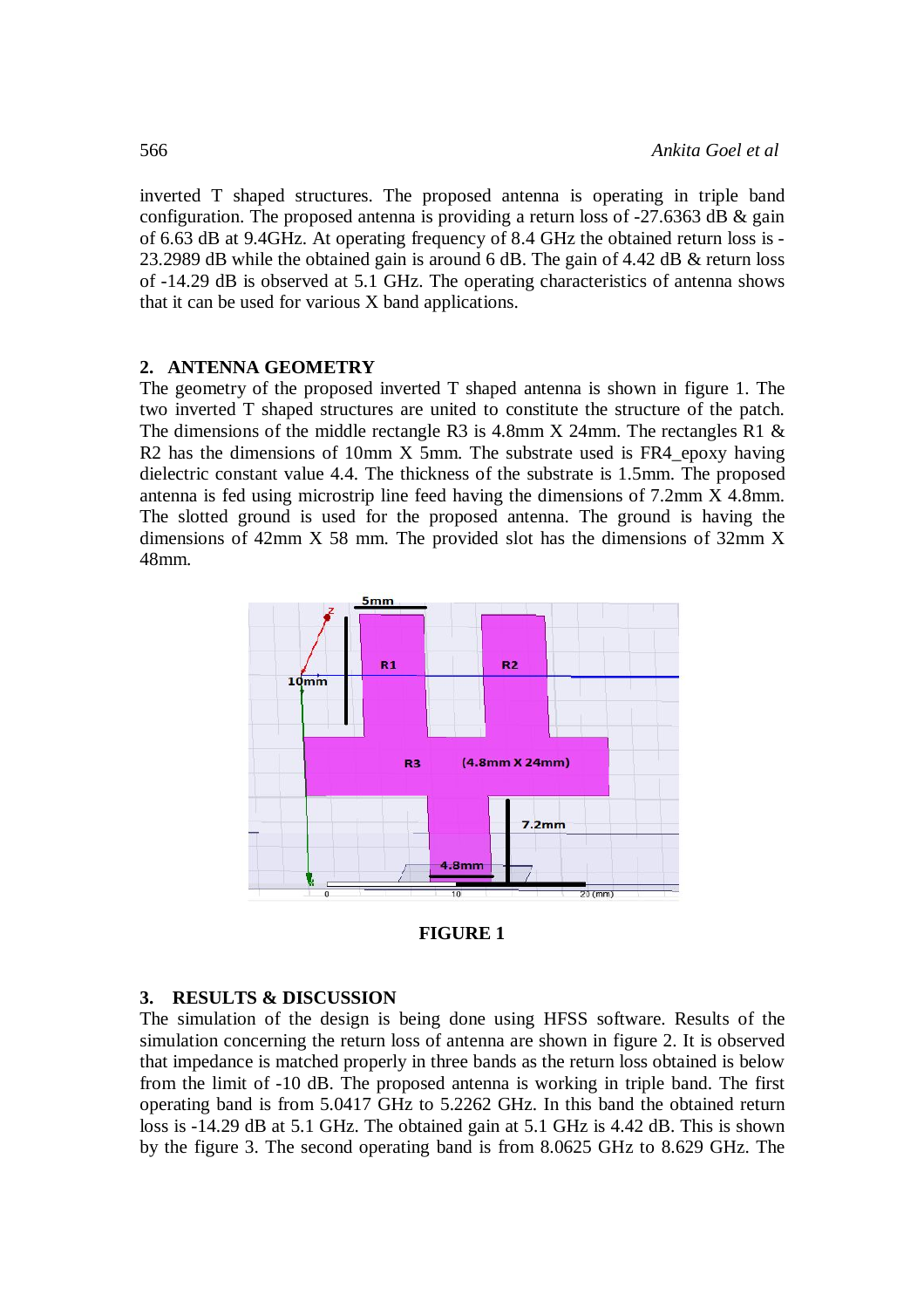inverted T shaped structures. The proposed antenna is operating in triple band configuration. The proposed antenna is providing a return loss of -27.6363 dB & gain of 6.63 dB at 9.4GHz. At operating frequency of 8.4 GHz the obtained return loss is -23.2989 dB while the obtained gain is around 6 dB. The gain of 4.42 dB & return loss of -14.29 dB is observed at 5.1 GHz. The operating characteristics of antenna shows that it can be used for various X band applications.

## 2. ANTENNA GEOMETRY

The geometry of the proposed inverted T shaped antenna is shown in figure 1. The two inverted T shaped structures are united to constitute the structure of the patch. The dimensions of the middle rectangle R3 is 4.8mm X 24mm. The rectangles R1 & R2 has the dimensions of 10mm X 5mm. The substrate used is FR4_epoxy having dielectric constant value 4.4. The thickness of the substrate is 1.5mm. The proposed antenna is fed using microstrip line feed having the dimensions of 7.2mm X 4.8mm. The slotted ground is used for the proposed antenna. The ground is having the dimensions of 42mm X 58 mm. The provided slot has the dimensions of 32mm X 48mm.

**FIGURE 1**

## 3. RESULTS & DISCUSSION

The simulation of the design is being done using HFSS software. Results of the simulation concerning the return loss of antenna are shown in figure 2. It is observed that impedance is matched properly in three bands as the return loss obtained is below from the limit of -10 dB. The proposed antenna is working in triple band. The first operating band is from 5.0417 GHz to 5.2262 GHz. In this band the obtained return loss is -14.29 dB at 5.1 GHz. The obtained gain at 5.1 GHz is 4.42 dB. This is shown by the figure 3. The second operating band is from 8.0625 GHz to 8.629 GHz. The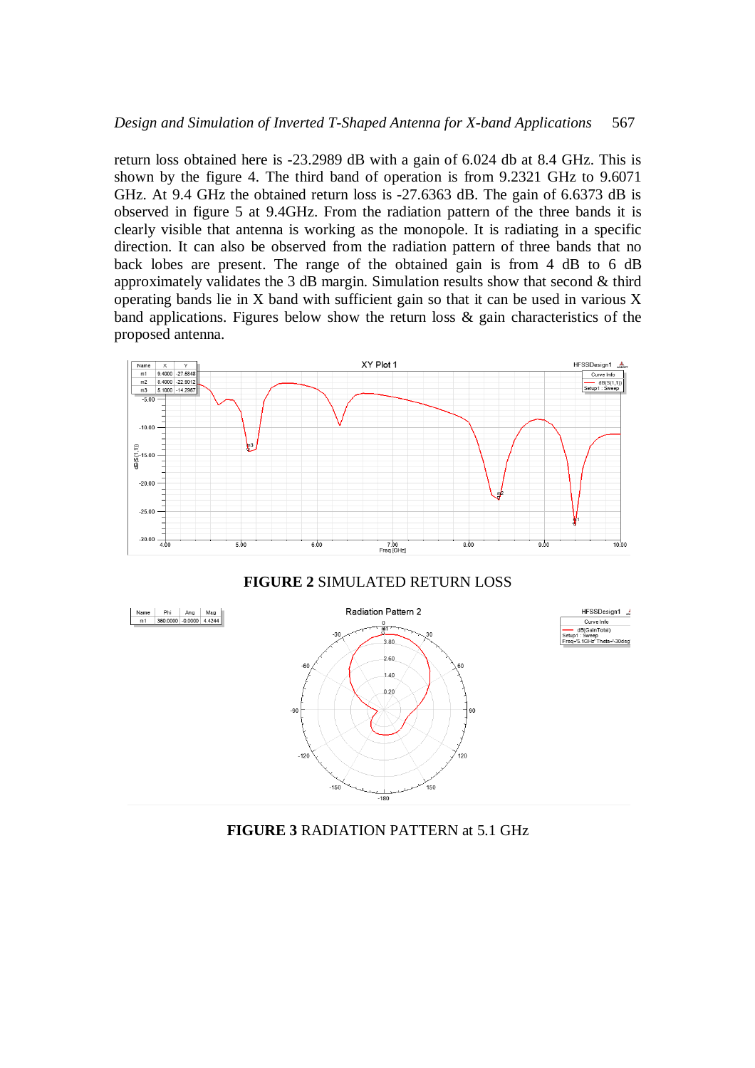return loss obtained here is -23.2989 dB with a gain of 6.024 db at 8.4 GHz. This is shown by the figure 4. The third band of operation is from 9.2321 GHz to 9.6071 GHz. At 9.4 GHz the obtained return loss is -27.6363 dB. The gain of 6.6373 dB is observed in figure 5 at 9.4GHz. From the radiation pattern of the three bands it is clearly visible that antenna is working as the monopole. It is radiating in a specific direction. It can also be observed from the radiation pattern of three bands that no back lobes are present. The range of the obtained gain is from 4 dB to 6 dB approximately validates the 3 dB margin. Simulation results show that second & third operating bands lie in X band with sufficient gain so that it can be used in various X band applications. Figures below show the return loss & gain characteristics of the proposed antenna.

**FIGURE 2** SIMULATED RETURN LOSS

**FIGURE 3** RADIATION PATTERN at 5.1 GHz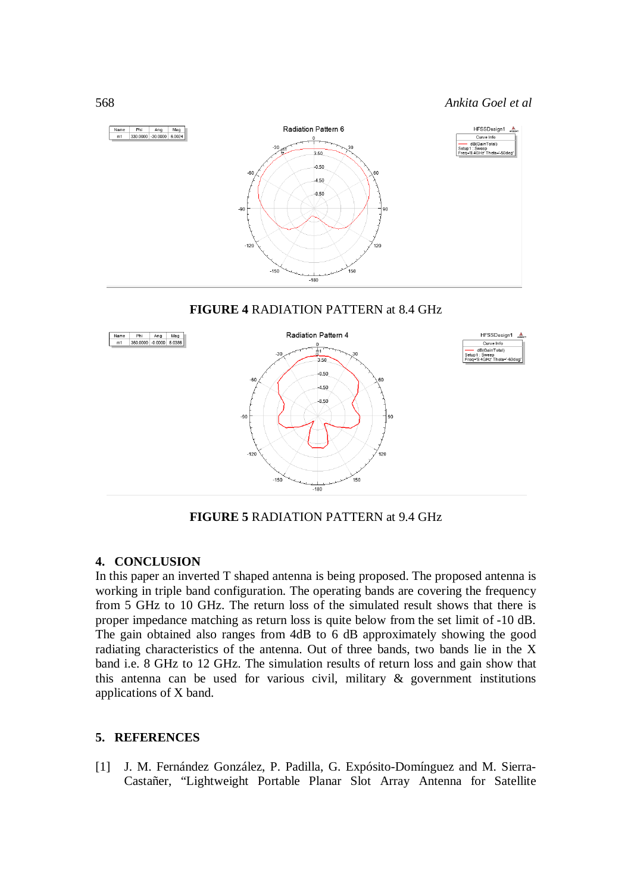**FIGURE 4** RADIATION PATTERN at 8.4 GHz

**FIGURE 5** RADIATION PATTERN at 9.4 GHz

## 4. CONCLUSION

In this paper an inverted T shaped antenna is being proposed. The proposed antenna is working in triple band configuration. The operating bands are covering the frequency from 5 GHz to 10 GHz. The return loss of the simulated result shows that there is proper impedance matching as return loss is quite below from the set limit of -10 dB. The gain obtained also ranges from 4dB to 6 dB approximately showing the good radiating characteristics of the antenna. Out of three bands, two bands lie in the X band i.e. 8 GHz to 12 GHz. The simulation results of return loss and gain show that this antenna can be used for various civil, military & government institutions applications of X band.

## 5. REFERENCES

[1] J. M. Fernández González, P. Padilla, G. Expósito-Domínguez and M. Sierra-Castañer, “Lightweight Portable Planar Slot Array Antenna for Satellite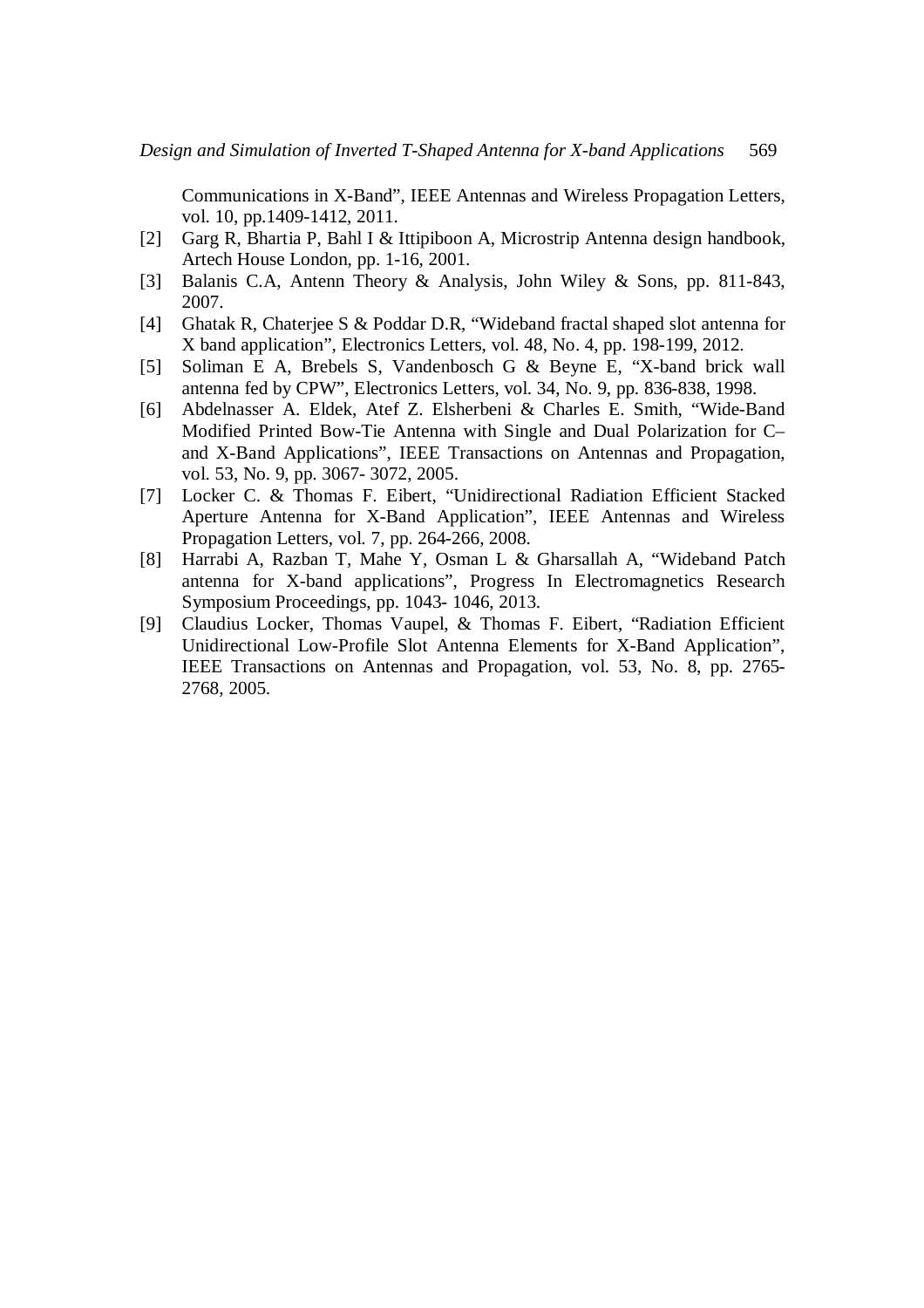Communications in X-Band", IEEE Antennas and Wireless Propagation Letters, vol. 10, pp.1409-1412, 2011.

[2] Garg R, Bhartia P, Bahl I & Ittipiboon A, Microstrip Antenna design handbook, Artech House London, pp. 1-16, 2001.

[3] Balanis C.A, Antenn Theory & Analysis, John Wiley & Sons, pp. 811-843, 2007.

[4] Ghatak R, Chaterjee S & Poddar D.R, "Wideband fractal shaped slot antenna for X band application", Electronics Letters, vol. 48, No. 4, pp. 198-199, 2012.

[5] Soliman E A, Brebels S, Vandenbosch G & Beyne E, "X-band brick wall antenna fed by CPW", Electronics Letters, vol. 34, No. 9, pp. 836-838, 1998.

[6] Abdelnasser A. Eldek, Atef Z. Elsherbeni & Charles E. Smith, "Wide-Band Modified Printed Bow-Tie Antenna with Single and Dual Polarization for C– and X-Band Applications", IEEE Transactions on Antennas and Propagation, vol. 53, No. 9, pp. 3067- 3072, 2005.

[7] Locker C. & Thomas F. Eibert, "Unidirectional Radiation Efficient Stacked Aperture Antenna for X-Band Application", IEEE Antennas and Wireless Propagation Letters, vol. 7, pp. 264-266, 2008.

[8] Harrabi A, Razban T, Mahe Y, Osman L & Gharsallah A, "Wideband Patch antenna for X-band applications", Progress In Electromagnetics Research Symposium Proceedings, pp. 1043- 1046, 2013.

[9] Claudius Locker, Thomas Vaupel, & Thomas F. Eibert, "Radiation Efficient Unidirectional Low-Profile Slot Antenna Elements for X-Band Application", IEEE Transactions on Antennas and Propagation, vol. 53, No. 8, pp. 2765-2768, 2005.